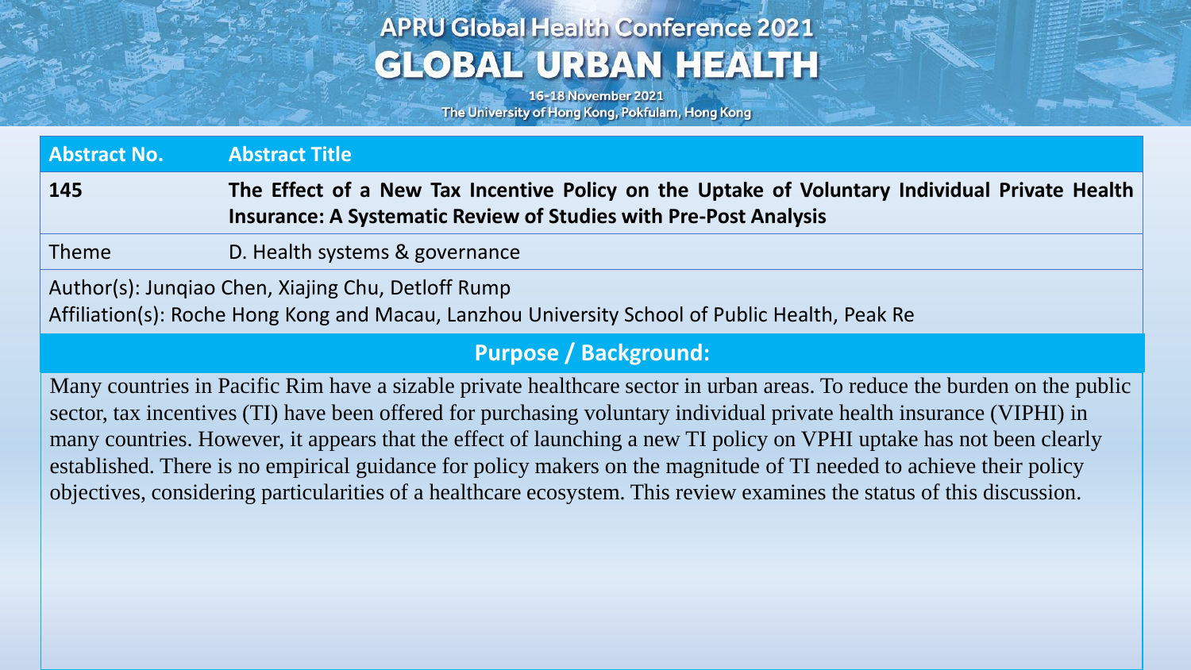# APRU Global Health Conference 2021
## GLOBAL URBAN HEALTH

16-18 November 2021
The University of Hong Kong, Pokfulam, Hong Kong

| Abstract No. | Abstract Title |
| --- | --- |
| 145 | **The Effect of a New Tax Incentive Policy on the Uptake of Voluntary Individual Private Health Insurance: A Systematic Review of Studies with Pre-Post Analysis** |
| Theme | D. Health systems & governance |

Author(s): Junqiao Chen, Xiajing Chu, Detloff Rump
Affiliation(s): Roche Hong Kong and Macau, Lanzhou University School of Public Health, Peak Re

### Purpose / Background:

Many countries in Pacific Rim have a sizable private healthcare sector in urban areas. To reduce the burden on the public sector, tax incentives (TI) have been offered for purchasing voluntary individual private health insurance (VIPHI) in many countries. However, it appears that the effect of launching a new TI policy on VPHI uptake has not been clearly established. There is no empirical guidance for policy makers on the magnitude of TI needed to achieve their policy objectives, considering particularities of a healthcare ecosystem. This review examines the status of this discussion.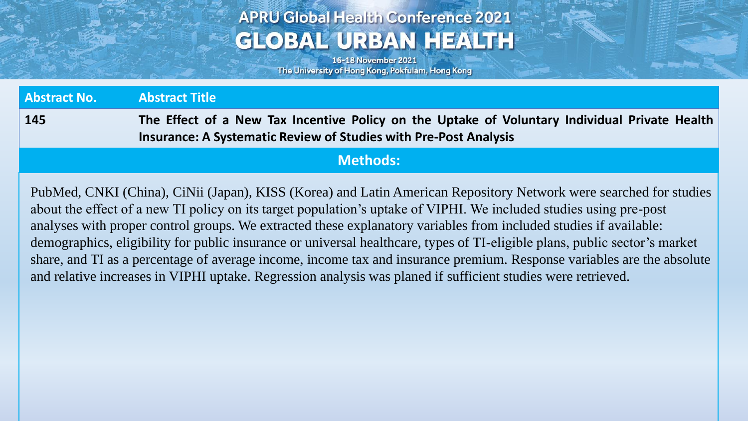| Abstract No. | Abstract Title |
| --- | --- |
| 145 | **The Effect of a New Tax Incentive Policy on the Uptake of Voluntary Individual Private Health Insurance: A Systematic Review of Studies with Pre-Post Analysis** |

## Methods:

PubMed, CNKI (China), CiNii (Japan), KISS (Korea) and Latin American Repository Network were searched for studies about the effect of a new TI policy on its target population's uptake of VIPHI. We included studies using pre-post analyses with proper control groups. We extracted these explanatory variables from included studies if available: demographics, eligibility for public insurance or universal healthcare, types of TI-eligible plans, public sector's market share, and TI as a percentage of average income, income tax and insurance premium. Response variables are the absolute and relative increases in VIPHI uptake. Regression analysis was planed if sufficient studies were retrieved.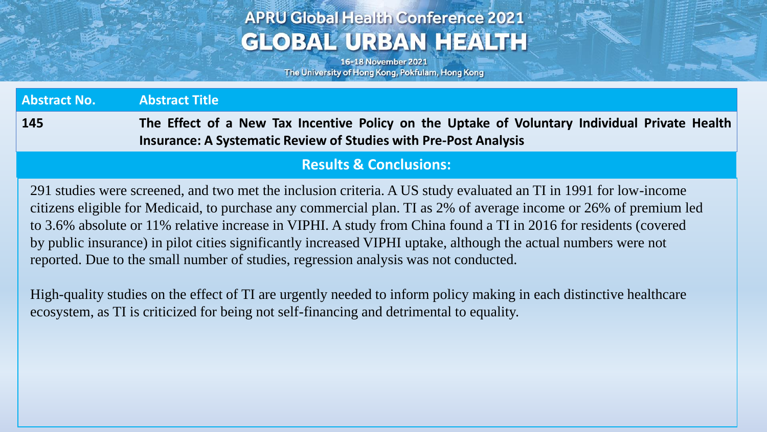| Abstract No. | Abstract Title |
| --- | --- |
| 145 | **The Effect of a New Tax Incentive Policy on the Uptake of Voluntary Individual Private Health Insurance: A Systematic Review of Studies with Pre-Post Analysis** |

## Results & Conclusions:

291 studies were screened, and two met the inclusion criteria. A US study evaluated an TI in 1991 for low-income citizens eligible for Medicaid, to purchase any commercial plan. TI as 2% of average income or 26% of premium led to 3.6% absolute or 11% relative increase in VIPHI. A study from China found a TI in 2016 for residents (covered by public insurance) in pilot cities significantly increased VIPHI uptake, although the actual numbers were not reported. Due to the small number of studies, regression analysis was not conducted.

High-quality studies on the effect of TI are urgently needed to inform policy making in each distinctive healthcare ecosystem, as TI is criticized for being not self-financing and detrimental to equality.